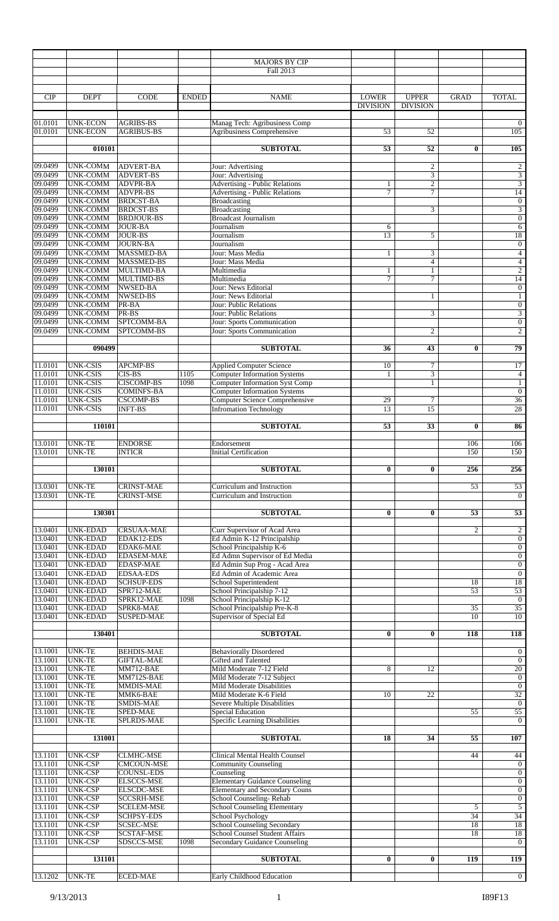# MAJORS BY CIP

## Fall 2013

| CIP | DEPT | CODE | ENDED | NAME | LOWER DIVISION | UPPER DIVISION | GRAD | TOTAL |
|---|---|---|---|---|---|---|---|---|
| 01.0101 | UNK-ECON | AGRIBS-BS | | Manag Tech: Agribusiness Comp | | | | 0 |
| 01.0101 | UNK-ECON | AGRIBUS-BS | | Agribusiness Comprehensive | 53 | 52 | | 105 |
| | **010101** | | | **SUBTOTAL** | **53** | **52** | **0** | **105** |
| 09.0499 | UNK-COMM | ADVERT-BA | | Jour: Advertising | | 2 | | 2 |
| 09.0499 | UNK-COMM | ADVERT-BS | | Jour: Advertising | | 3 | | 3 |
| 09.0499 | UNK-COMM | ADVPR-BA | | Advertising - Public Relations | 1 | 2 | | 3 |
| 09.0499 | UNK-COMM | ADVPR-BS | | Advertising - Public Relations | 7 | 7 | | 14 |
| 09.0499 | UNK-COMM | BRDCST-BA | | Broadcasting | | | | 0 |
| 09.0499 | UNK-COMM | BRDCST-BS | | Broadcasting | | 3 | | 3 |
| 09.0499 | UNK-COMM | BRDJOUR-BS | | Broadcast Journalism | | | | 0 |
| 09.0499 | UNK-COMM | JOUR-BA | | Journalism | 6 | | | 6 |
| 09.0499 | UNK-COMM | JOUR-BS | | Journalism | 13 | 5 | | 18 |
| 09.0499 | UNK-COMM | JOURN-BA | | Journalism | | | | 0 |
| 09.0499 | UNK-COMM | MASSMED-BA | | Jour: Mass Media | 1 | 3 | | 4 |
| 09.0499 | UNK-COMM | MASSMED-BS | | Jour: Mass Media | | 4 | | 4 |
| 09.0499 | UNK-COMM | MULTIMD-BA | | Multimedia | 1 | 1 | | 2 |
| 09.0499 | UNK-COMM | MULTIMD-BS | | Multimedia | 7 | 7 | | 14 |
| 09.0499 | UNK-COMM | NWSED-BA | | Jour: News Editorial | | | | 0 |
| 09.0499 | UNK-COMM | NWSED-BS | | Jour: News Editorial | | 1 | | 1 |
| 09.0499 | UNK-COMM | PR-BA | | Jour: Public Relations | | | | 0 |
| 09.0499 | UNK-COMM | PR-BS | | Jour: Public Relations | | 3 | | 3 |
| 09.0499 | UNK-COMM | SPTCOMM-BA | | Jour: Sports Communication | | | | 0 |
| 09.0499 | UNK-COMM | SPTCOMM-BS | | Jour: Sports Communication | | 2 | | 2 |
| | **090499** | | | **SUBTOTAL** | **36** | **43** | **0** | **79** |
| 11.0101 | UNK-CSIS | APCMP-BS | | Applied Computer Science | 10 | 7 | | 17 |
| 11.0101 | UNK-CSIS | CIS-BS | 1105 | Computer Information Systems | 1 | 3 | | 4 |
| 11.0101 | UNK-CSIS | CISCOMP-BS | 1098 | Computer Information Syst Comp | | 1 | | 1 |
| 11.0101 | UNK-CSIS | COMINFS-BA | | Computer Information Systems | | | | 0 |
| 11.0101 | UNK-CSIS | CSCOMP-BS | | Computer Science Comprehensive | 29 | 7 | | 36 |
| 11.0101 | UNK-CSIS | INFT-BS | | Infromation Technology | 13 | 15 | | 28 |
| | **110101** | | | **SUBTOTAL** | **53** | **33** | **0** | **86** |
| 13.0101 | UNK-TE | ENDORSE | | Endorsement | | | 106 | 106 |
| 13.0101 | UNK-TE | INTICR | | Initial Certification | | | 150 | 150 |
| | **130101** | | | **SUBTOTAL** | **0** | **0** | **256** | **256** |
| 13.0301 | UNK-TE | CRINST-MAE | | Curriculum and Instruction | | | 53 | 53 |
| 13.0301 | UNK-TE | CRINST-MSE | | Curriculum and Instruction | | | | 0 |
| | **130301** | | | **SUBTOTAL** | **0** | **0** | **53** | **53** |
| 13.0401 | UNK-EDAD | CRSUAA-MAE | | Curr Supervisor of Acad Area | | | 2 | 2 |
| 13.0401 | UNK-EDAD | EDAK12-EDS | | Ed Admin K-12 Principalship | | | | 0 |
| 13.0401 | UNK-EDAD | EDAK6-MAE | | School Principalship K-6 | | | | 0 |
| 13.0401 | UNK-EDAD | EDASEM-MAE | | Ed Admn Supervisor of Ed Media | | | | 0 |
| 13.0401 | UNK-EDAD | EDASP-MAE | | Ed Admin Sup Prog - Acad Area | | | | 0 |
| 13.0401 | UNK-EDAD | EDSAA-EDS | | Ed Admin of Academic Area | | | | 0 |
| 13.0401 | UNK-EDAD | SCHSUP-EDS | | School Superintendent | | | 18 | 18 |
| 13.0401 | UNK-EDAD | SPR712-MAE | | School Principalship 7-12 | | | 53 | 53 |
| 13.0401 | UNK-EDAD | SPRK12-MAE | 1098 | School Principalship K-12 | | | | 0 |
| 13.0401 | UNK-EDAD | SPRK8-MAE | | School Principalship Pre-K-8 | | | 35 | 35 |
| 13.0401 | UNK-EDAD | SUSPED-MAE | | Supervisor of Special Ed | | | 10 | 10 |
| | **130401** | | | **SUBTOTAL** | **0** | **0** | **118** | **118** |
| 13.1001 | UNK-TE | BEHDIS-MAE | | Behaviorally Disordered | | | | 0 |
| 13.1001 | UNK-TE | GIFTAL-MAE | | Gifted and Talented | | | | 0 |
| 13.1001 | UNK-TE | MM712-BAE | | Mild Moderate 7-12 Field | 8 | 12 | | 20 |
| 13.1001 | UNK-TE | MM712S-BAE | | Mild Moderate 7-12 Subject | | | | 0 |
| 13.1001 | UNK-TE | MMDIS-MAE | | Mild Moderate Disabilities | | | | 0 |
| 13.1001 | UNK-TE | MMK6-BAE | | Mild Moderate K-6 Field | 10 | 22 | | 32 |
| 13.1001 | UNK-TE | SMDIS-MAE | | Severe Multiple Disabilities | | | | 0 |
| 13.1001 | UNK-TE | SPED-MAE | | Special Education | | | 55 | 55 |
| 13.1001 | UNK-TE | SPLRDS-MAE | | Specific Learning Disabilities | | | | 0 |
| | **131001** | | | **SUBTOTAL** | **18** | **34** | **55** | **107** |
| 13.1101 | UNK-CSP | CLMHC-MSE | | Clinical Mental Health Counsel | | | 44 | 44 |
| 13.1101 | UNK-CSP | CMCOUN-MSE | | Community Counseling | | | | 0 |
| 13.1101 | UNK-CSP | COUNSL-EDS | | Counseling | | | | 0 |
| 13.1101 | UNK-CSP | ELSCCS-MSE | | Elementary Guidance Counseling | | | | 0 |
| 13.1101 | UNK-CSP | ELSCDC-MSE | | Elementary and Secondary Couns | | | | 0 |
| 13.1101 | UNK-CSP | SCCSRH-MSE | | School Counseling- Rehab | | | | 0 |
| 13.1101 | UNK-CSP | SCELEM-MSE | | School Counseling Elementary | | | 5 | 5 |
| 13.1101 | UNK-CSP | SCHPSY-EDS | | School Psychology | | | 34 | 34 |
| 13.1101 | UNK-CSP | SCSEC-MSE | | School Counseling Secondary | | | 18 | 18 |
| 13.1101 | UNK-CSP | SCSTAF-MSE | | School Counsel Student Affairs | | | 18 | 18 |
| 13.1101 | UNK-CSP | SDSCCS-MSE | 1098 | Secondary Guidance Counseling | | | | 0 |
| | **131101** | | | **SUBTOTAL** | **0** | **0** | **119** | **119** |
| 13.1202 | UNK-TE | ECED-MAE | | Early Childhood Education | | | | 0 |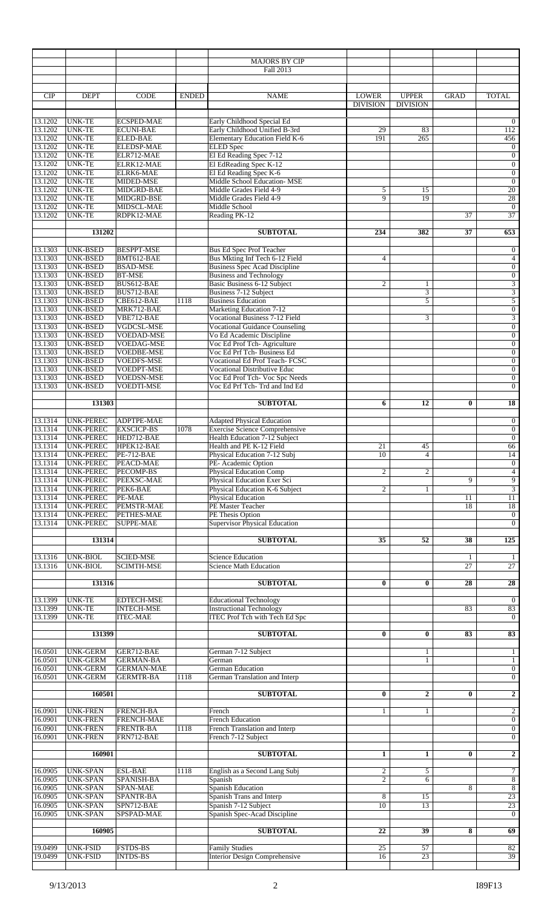**MAJORS BY CIP**

**Fall 2013**

| CIP | DEPT | CODE | ENDED | NAME | LOWER DIVISION | UPPER DIVISION | GRAD | TOTAL |
|---|---|---|---|---|---|---|---|---|
| 13.1202 | UNK-TE | ECSPED-MAE | | Early Childhood Special Ed | | | | 0 |
| 13.1202 | UNK-TE | ECUNI-BAE | | Early Childhood Unified B-3rd | 29 | 83 | | 112 |
| 13.1202 | UNK-TE | ELED-BAE | | Elementary Education Field K-6 | 191 | 265 | | 456 |
| 13.1202 | UNK-TE | ELEDSP-MAE | | ELED Spec | | | | 0 |
| 13.1202 | UNK-TE | ELR712-MAE | | El Ed Reading Spec 7-12 | | | | 0 |
| 13.1202 | UNK-TE | ELRK12-MAE | | El EdReading Spec K-12 | | | | 0 |
| 13.1202 | UNK-TE | ELRK6-MAE | | El Ed Reading Spec K-6 | | | | 0 |
| 13.1202 | UNK-TE | MIDED-MSE | | Middle School Education- MSE | | | | 0 |
| 13.1202 | UNK-TE | MIDGRD-BAE | | Middle Grades Field 4-9 | 5 | 15 | | 20 |
| 13.1202 | UNK-TE | MIDGRD-BSE | | Middle Grades Field 4-9 | 9 | 19 | | 28 |
| 13.1202 | UNK-TE | MIDSCL-MAE | | Middle School | | | | 0 |
| 13.1202 | UNK-TE | RDPK12-MAE | | Reading PK-12 | | | 37 | 37 |
| | **131202** | | | **SUBTOTAL** | **234** | **382** | **37** | **653** |
| 13.1303 | UNK-BSED | BESPPT-MSE | | Bus Ed Spec Prof Teacher | | | | 0 |
| 13.1303 | UNK-BSED | BMT612-BAE | | Bus Mkting Inf Tech 6-12 Field | 4 | | | 4 |
| 13.1303 | UNK-BSED | BSAD-MSE | | Business Spec Acad Discipline | | | | 0 |
| 13.1303 | UNK-BSED | BT-MSE | | Business and Technology | | | | 0 |
| 13.1303 | UNK-BSED | BUS612-BAE | | Basic Business 6-12 Subject | 2 | 1 | | 3 |
| 13.1303 | UNK-BSED | BUS712-BAE | | Business 7-12 Subject | | 3 | | 3 |
| 13.1303 | UNK-BSED | CBE612-BAE | 1118 | Business Education | | 5 | | 5 |
| 13.1303 | UNK-BSED | MRK712-BAE | | Marketing Education 7-12 | | | | 0 |
| 13.1303 | UNK-BSED | VBE712-BAE | | Vocational Business 7-12 Field | | 3 | | 3 |
| 13.1303 | UNK-BSED | VGDCSL-MSE | | Vocational Guidance Counseling | | | | 0 |
| 13.1303 | UNK-BSED | VOEDAD-MSE | | Vo Ed Academic Discipline | | | | 0 |
| 13.1303 | UNK-BSED | VOEDAG-MSE | | Voc Ed Prof Tch- Agriculture | | | | 0 |
| 13.1303 | UNK-BSED | VOEDBE-MSE | | Voc Ed Prf Tch- Business Ed | | | | 0 |
| 13.1303 | UNK-BSED | VOEDFS-MSE | | Vocational Ed Prof Teach- FCSC | | | | 0 |
| 13.1303 | UNK-BSED | VOEDPT-MSE | | Vocational Distributive Educ | | | | 0 |
| 13.1303 | UNK-BSED | VOEDSN-MSE | | Voc Ed Prof Tch- Voc Spc Needs | | | | 0 |
| 13.1303 | UNK-BSED | VOEDTI-MSE | | Voc Ed Prf Tch- Trd and Ind Ed | | | | 0 |
| | **131303** | | | **SUBTOTAL** | **6** | **12** | **0** | **18** |
| 13.1314 | UNK-PEREC | ADPTPE-MAE | | Adapted Physical Education | | | | 0 |
| 13.1314 | UNK-PEREC | EXSCICP-BS | 1078 | Exercise Science Comprehensive | | | | 0 |
| 13.1314 | UNK-PEREC | HED712-BAE | | Health Education 7-12 Subject | | | | 0 |
| 13.1314 | UNK-PEREC | HPEK12-BAE | | Health and PE K-12 Field | 21 | 45 | | 66 |
| 13.1314 | UNK-PEREC | PE-712-BAE | | Physical Education 7-12 Subj | 10 | 4 | | 14 |
| 13.1314 | UNK-PEREC | PEACD-MAE | | PE- Academic Option | | | | 0 |
| 13.1314 | UNK-PEREC | PECOMP-BS | | Physical Education Comp | 2 | 2 | | 4 |
| 13.1314 | UNK-PEREC | PEEXSC-MAE | | Physical Education Exer Sci | | | 9 | 9 |
| 13.1314 | UNK-PEREC | PEK6-BAE | | Physical Education K-6 Subject | 2 | 1 | | 3 |
| 13.1314 | UNK-PEREC | PE-MAE | | Physical Education | | | 11 | 11 |
| 13.1314 | UNK-PEREC | PEMSTR-MAE | | PE Master Teacher | | | 18 | 18 |
| 13.1314 | UNK-PEREC | PETHES-MAE | | PE Thesis Option | | | | 0 |
| 13.1314 | UNK-PEREC | SUPPE-MAE | | Supervisor Physical Education | | | | 0 |
| | **131314** | | | **SUBTOTAL** | **35** | **52** | **38** | **125** |
| 13.1316 | UNK-BIOL | SCIED-MSE | | Science Education | | | 1 | 1 |
| 13.1316 | UNK-BIOL | SCIMTH-MSE | | Science Math Education | | | 27 | 27 |
| | **131316** | | | **SUBTOTAL** | **0** | **0** | **28** | **28** |
| 13.1399 | UNK-TE | EDTECH-MSE | | Educational Technology | | | | 0 |
| 13.1399 | UNK-TE | INTECH-MSE | | Instructional Technology | | | 83 | 83 |
| 13.1399 | UNK-TE | ITEC-MAE | | ITEC Prof Tch with Tech Ed Spc | | | | 0 |
| | **131399** | | | **SUBTOTAL** | **0** | **0** | **83** | **83** |
| 16.0501 | UNK-GERM | GER712-BAE | | German 7-12 Subject | | 1 | | 1 |
| 16.0501 | UNK-GERM | GERMAN-BA | | German | | 1 | | 1 |
| 16.0501 | UNK-GERM | GERMAN-MAE | | German Education | | | | 0 |
| 16.0501 | UNK-GERM | GERMTR-BA | 1118 | German Translation and Interp | | | | 0 |
| | **160501** | | | **SUBTOTAL** | **0** | **2** | **0** | **2** |
| 16.0901 | UNK-FREN | FRENCH-BA | | French | 1 | 1 | | 2 |
| 16.0901 | UNK-FREN | FRENCH-MAE | | French Education | | | | 0 |
| 16.0901 | UNK-FREN | FRENTR-BA | 1118 | French Translation and Interp | | | | 0 |
| 16.0901 | UNK-FREN | FRN712-BAE | | French 7-12 Subject | | | | 0 |
| | **160901** | | | **SUBTOTAL** | **1** | **1** | **0** | **2** |
| 16.0905 | UNK-SPAN | ESL-BAE | 1118 | English as a Second Lang Subj | 2 | 5 | | 7 |
| 16.0905 | UNK-SPAN | SPANISH-BA | | Spanish | 2 | 6 | | 8 |
| 16.0905 | UNK-SPAN | SPAN-MAE | | Spanish Education | | | 8 | 8 |
| 16.0905 | UNK-SPAN | SPANTR-BA | | Spanish Trans and Interp | 8 | 15 | | 23 |
| 16.0905 | UNK-SPAN | SPN712-BAE | | Spanish 7-12 Subject | 10 | 13 | | 23 |
| 16.0905 | UNK-SPAN | SPSPAD-MAE | | Spanish Spec-Acad Discipline | | | | 0 |
| | **160905** | | | **SUBTOTAL** | **22** | **39** | **8** | **69** |
| 19.0499 | UNK-FSID | FSTDS-BS | | Family Studies | 25 | 57 | | 82 |
| 19.0499 | UNK-FSID | INTDS-BS | | Interior Design Comprehensive | 16 | 23 | | 39 |

9/13/2013 I89F13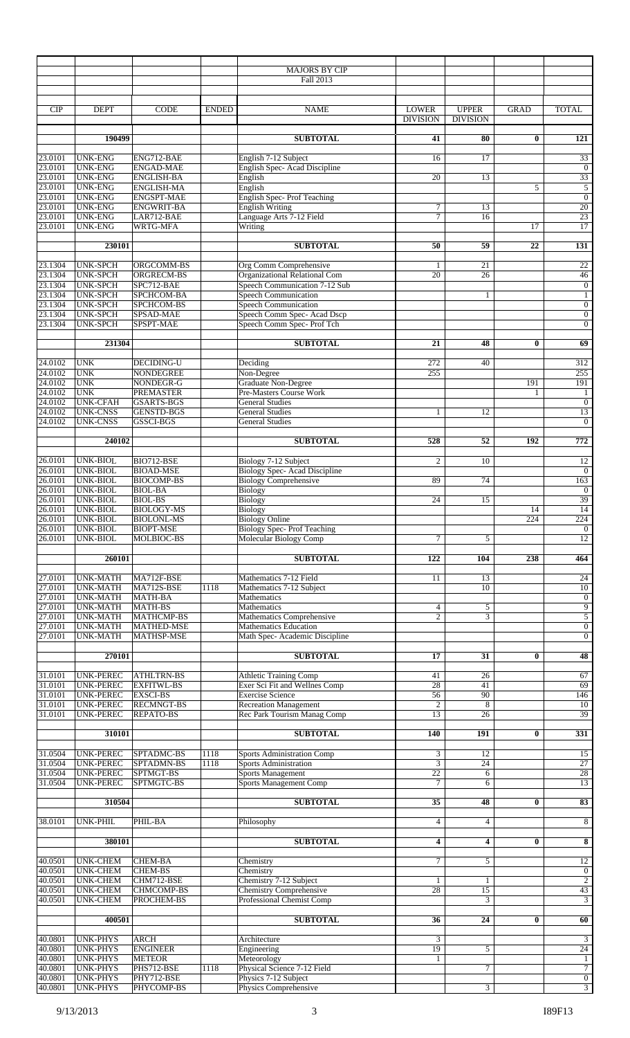MAJORS BY CIP

Fall 2013

| CIP | DEPT | CODE | ENDED | NAME | LOWER DIVISION | UPPER DIVISION | GRAD | TOTAL |
|---|---|---|---|---|---|---|---|---|
| | 190499 | | | **SUBTOTAL** | **41** | **80** | **0** | **121** |
| 23.0101 | UNK-ENG | ENG712-BAE | | English 7-12 Subject | 16 | 17 | | 33 |
| 23.0101 | UNK-ENG | ENGAD-MAE | | English Spec- Acad Discipline | | | | 0 |
| 23.0101 | UNK-ENG | ENGLISH-BA | | English | 20 | 13 | | 33 |
| 23.0101 | UNK-ENG | ENGLISH-MA | | English | | | 5 | 5 |
| 23.0101 | UNK-ENG | ENGSPT-MAE | | English Spec- Prof Teaching | | | | 0 |
| 23.0101 | UNK-ENG | ENGWRIT-BA | | English Writing | 7 | 13 | | 20 |
| 23.0101 | UNK-ENG | LAR712-BAE | | Language Arts 7-12 Field | 7 | 16 | | 23 |
| 23.0101 | UNK-ENG | WRTG-MFA | | Writing | | | 17 | 17 |
| | 230101 | | | **SUBTOTAL** | **50** | **59** | **22** | **131** |
| 23.1304 | UNK-SPCH | ORGCOMM-BS | | Org Comm Comprehensive | 1 | 21 | | 22 |
| 23.1304 | UNK-SPCH | ORGRECM-BS | | Organizational Relational Com | 20 | 26 | | 46 |
| 23.1304 | UNK-SPCH | SPC712-BAE | | Speech Communication 7-12 Sub | | | | 0 |
| 23.1304 | UNK-SPCH | SPCHCOM-BA | | Speech Communication | | 1 | | 1 |
| 23.1304 | UNK-SPCH | SPCHCOM-BS | | Speech Communication | | | | 0 |
| 23.1304 | UNK-SPCH | SPSAD-MAE | | Speech Comm Spec- Acad Dscp | | | | 0 |
| 23.1304 | UNK-SPCH | SPSPT-MAE | | Speech Comm Spec- Prof Tch | | | | 0 |
| | 231304 | | | **SUBTOTAL** | **21** | **48** | **0** | **69** |
| 24.0102 | UNK | DECIDING-U | | Deciding | 272 | 40 | | 312 |
| 24.0102 | UNK | NONDEGREE | | Non-Degree | 255 | | | 255 |
| 24.0102 | UNK | NONDEGR-G | | Graduate Non-Degree | | | 191 | 191 |
| 24.0102 | UNK | PREMASTER | | Pre-Masters Course Work | | | 1 | 1 |
| 24.0102 | UNK-CFAH | GSARTS-BGS | | General Studies | | | | 0 |
| 24.0102 | UNK-CNSS | GENSTD-BGS | | General Studies | 1 | 12 | | 13 |
| 24.0102 | UNK-CNSS | GSSCI-BGS | | General Studies | | | | 0 |
| | 240102 | | | **SUBTOTAL** | **528** | **52** | **192** | **772** |
| 26.0101 | UNK-BIOL | BIO712-BSE | | Biology 7-12 Subject | 2 | 10 | | 12 |
| 26.0101 | UNK-BIOL | BIOAD-MSE | | Biology Spec- Acad Discipline | | | | 0 |
| 26.0101 | UNK-BIOL | BIOCOMP-BS | | Biology Comprehensive | 89 | 74 | | 163 |
| 26.0101 | UNK-BIOL | BIOL-BA | | Biology | | | | 0 |
| 26.0101 | UNK-BIOL | BIOL-BS | | Biology | 24 | 15 | | 39 |
| 26.0101 | UNK-BIOL | BIOLOGY-MS | | Biology | | | 14 | 14 |
| 26.0101 | UNK-BIOL | BIOLONL-MS | | Biology Online | | | 224 | 224 |
| 26.0101 | UNK-BIOL | BIOPT-MSE | | Biology Spec- Prof Teaching | | | | 0 |
| 26.0101 | UNK-BIOL | MOLBIOC-BS | | Molecular Biology Comp | 7 | 5 | | 12 |
| | 260101 | | | **SUBTOTAL** | **122** | **104** | **238** | **464** |
| 27.0101 | UNK-MATH | MA712F-BSE | | Mathematics 7-12 Field | 11 | 13 | | 24 |
| 27.0101 | UNK-MATH | MA712S-BSE | 1118 | Mathematics 7-12 Subject | | 10 | | 10 |
| 27.0101 | UNK-MATH | MATH-BA | | Mathematics | | | | 0 |
| 27.0101 | UNK-MATH | MATH-BS | | Mathematics | 4 | 5 | | 9 |
| 27.0101 | UNK-MATH | MATHCMP-BS | | Mathematics Comprehensive | 2 | 3 | | 5 |
| 27.0101 | UNK-MATH | MATHED-MSE | | Mathematics Education | | | | 0 |
| 27.0101 | UNK-MATH | MATHSP-MSE | | Math Spec- Academic Discipline | | | | 0 |
| | 270101 | | | **SUBTOTAL** | **17** | **31** | **0** | **48** |
| 31.0101 | UNK-PEREC | ATHLTRN-BS | | Athletic Training Comp | 41 | 26 | | 67 |
| 31.0101 | UNK-PEREC | EXFITWL-BS | | Exer Sci Fit and Wellnes Comp | 28 | 41 | | 69 |
| 31.0101 | UNK-PEREC | EXSCI-BS | | Exercise Science | 56 | 90 | | 146 |
| 31.0101 | UNK-PEREC | RECMNGT-BS | | Recreation Management | 2 | 8 | | 10 |
| 31.0101 | UNK-PEREC | REPATO-BS | | Rec Park Tourism Manag Comp | 13 | 26 | | 39 |
| | 310101 | | | **SUBTOTAL** | **140** | **191** | **0** | **331** |
| 31.0504 | UNK-PEREC | SPTADMC-BS | 1118 | Sports Administration Comp | 3 | 12 | | 15 |
| 31.0504 | UNK-PEREC | SPTADMN-BS | 1118 | Sports Administration | 3 | 24 | | 27 |
| 31.0504 | UNK-PEREC | SPTMGT-BS | | Sports Management | 22 | 6 | | 28 |
| 31.0504 | UNK-PEREC | SPTMGTC-BS | | Sports Management Comp | 7 | 6 | | 13 |
| | 310504 | | | **SUBTOTAL** | **35** | **48** | **0** | **83** |
| 38.0101 | UNK-PHIL | PHIL-BA | | Philosophy | 4 | 4 | | 8 |
| | 380101 | | | **SUBTOTAL** | **4** | **4** | **0** | **8** |
| 40.0501 | UNK-CHEM | CHEM-BA | | Chemistry | 7 | 5 | | 12 |
| 40.0501 | UNK-CHEM | CHEM-BS | | Chemistry | | | | 0 |
| 40.0501 | UNK-CHEM | CHM712-BSE | | Chemistry 7-12 Subject | 1 | 1 | | 2 |
| 40.0501 | UNK-CHEM | CHMCOMP-BS | | Chemistry Comprehensive | 28 | 15 | | 43 |
| 40.0501 | UNK-CHEM | PROCHEM-BS | | Professional Chemist Comp | | 3 | | 3 |
| | 400501 | | | **SUBTOTAL** | **36** | **24** | **0** | **60** |
| 40.0801 | UNK-PHYS | ARCH | | Architecture | 3 | | | 3 |
| 40.0801 | UNK-PHYS | ENGINEER | | Engineering | 19 | 5 | | 24 |
| 40.0801 | UNK-PHYS | METEOR | | Meteorology | 1 | | | 1 |
| 40.0801 | UNK-PHYS | PHS712-BSE | 1118 | Physical Science 7-12 Field | | 7 | | 7 |
| 40.0801 | UNK-PHYS | PHY712-BSE | | Physics 7-12 Subject | | | | 0 |
| 40.0801 | UNK-PHYS | PHYCOMP-BS | | Physics Comprehensive | | 3 | | 3 |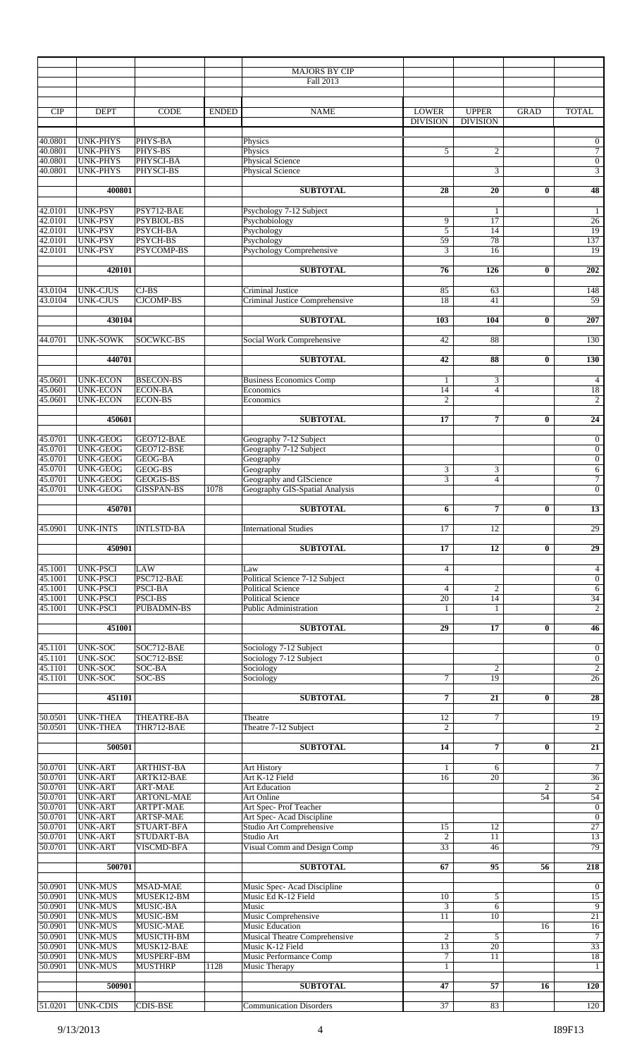MAJORS BY CIP

Fall 2013

| CIP | DEPT | CODE | ENDED | NAME | LOWER DIVISION | UPPER DIVISION | GRAD | TOTAL |
|---|---|---|---|---|---|---|---|---|
| 40.0801 | UNK-PHYS | PHYS-BA | | Physics | | | | 0 |
| 40.0801 | UNK-PHYS | PHYS-BS | | Physics | 5 | 2 | | 7 |
| 40.0801 | UNK-PHYS | PHYSCI-BA | | Physical Science | | | | 0 |
| 40.0801 | UNK-PHYS | PHYSCI-BS | | Physical Science | | 3 | | 3 |
| | 400801 | | | **SUBTOTAL** | **28** | **20** | **0** | **48** |
| 42.0101 | UNK-PSY | PSY712-BAE | | Psychology 7-12 Subject | | 1 | | 1 |
| 42.0101 | UNK-PSY | PSYBIOL-BS | | Psychobiology | 9 | 17 | | 26 |
| 42.0101 | UNK-PSY | PSYCH-BA | | Psychology | 5 | 14 | | 19 |
| 42.0101 | UNK-PSY | PSYCH-BS | | Psychology | 59 | 78 | | 137 |
| 42.0101 | UNK-PSY | PSYCOMP-BS | | Psychology Comprehensive | 3 | 16 | | 19 |
| | 420101 | | | **SUBTOTAL** | **76** | **126** | **0** | **202** |
| 43.0104 | UNK-CJUS | CJ-BS | | Criminal Justice | 85 | 63 | | 148 |
| 43.0104 | UNK-CJUS | CJCOMP-BS | | Criminal Justice Comprehensive | 18 | 41 | | 59 |
| | 430104 | | | **SUBTOTAL** | **103** | **104** | **0** | **207** |
| 44.0701 | UNK-SOWK | SOCWKC-BS | | Social Work Comprehensive | 42 | 88 | | 130 |
| | 440701 | | | **SUBTOTAL** | **42** | **88** | **0** | **130** |
| 45.0601 | UNK-ECON | BSECON-BS | | Business Economics Comp | 1 | 3 | | 4 |
| 45.0601 | UNK-ECON | ECON-BA | | Economics | 14 | 4 | | 18 |
| 45.0601 | UNK-ECON | ECON-BS | | Economics | 2 | | | 2 |
| | 450601 | | | **SUBTOTAL** | **17** | **7** | **0** | **24** |
| 45.0701 | UNK-GEOG | GEO712-BAE | | Geography 7-12 Subject | | | | 0 |
| 45.0701 | UNK-GEOG | GEO712-BSE | | Geography 7-12 Subject | | | | 0 |
| 45.0701 | UNK-GEOG | GEOG-BA | | Geography | | | | 0 |
| 45.0701 | UNK-GEOG | GEOG-BS | | Geography | 3 | 3 | | 6 |
| 45.0701 | UNK-GEOG | GEOGIS-BS | | Geography and GIScience | 3 | 4 | | 7 |
| 45.0701 | UNK-GEOG | GISSPAN-BS | 1078 | Geography GIS-Spatial Analysis | | | | 0 |
| | 450701 | | | **SUBTOTAL** | **6** | **7** | **0** | **13** |
| 45.0901 | UNK-INTS | INTLSTD-BA | | International Studies | 17 | 12 | | 29 |
| | 450901 | | | **SUBTOTAL** | **17** | **12** | **0** | **29** |
| 45.1001 | UNK-PSCI | LAW | | Law | 4 | | | 4 |
| 45.1001 | UNK-PSCI | PSC712-BAE | | Political Science 7-12 Subject | | | | 0 |
| 45.1001 | UNK-PSCI | PSCI-BA | | Political Science | 4 | 2 | | 6 |
| 45.1001 | UNK-PSCI | PSCI-BS | | Political Science | 20 | 14 | | 34 |
| 45.1001 | UNK-PSCI | PUBADMN-BS | | Public Administration | 1 | 1 | | 2 |
| | 451001 | | | **SUBTOTAL** | **29** | **17** | **0** | **46** |
| 45.1101 | UNK-SOC | SOC712-BAE | | Sociology 7-12 Subject | | | | 0 |
| 45.1101 | UNK-SOC | SOC712-BSE | | Sociology 7-12 Subject | | | | 0 |
| 45.1101 | UNK-SOC | SOC-BA | | Sociology | | 2 | | 2 |
| 45.1101 | UNK-SOC | SOC-BS | | Sociology | 7 | 19 | | 26 |
| | 451101 | | | **SUBTOTAL** | **7** | **21** | **0** | **28** |
| 50.0501 | UNK-THEA | THEATRE-BA | | Theatre | 12 | 7 | | 19 |
| 50.0501 | UNK-THEA | THR712-BAE | | Theatre 7-12 Subject | 2 | | | 2 |
| | 500501 | | | **SUBTOTAL** | **14** | **7** | **0** | **21** |
| 50.0701 | UNK-ART | ARTHIST-BA | | Art History | 1 | 6 | | 7 |
| 50.0701 | UNK-ART | ARTK12-BAE | | Art K-12 Field | 16 | 20 | | 36 |
| 50.0701 | UNK-ART | ART-MAE | | Art Education | | | 2 | 2 |
| 50.0701 | UNK-ART | ARTONL-MAE | | Art Online | | | 54 | 54 |
| 50.0701 | UNK-ART | ARTPT-MAE | | Art Spec- Prof Teacher | | | | 0 |
| 50.0701 | UNK-ART | ARTSP-MAE | | Art Spec- Acad Discipline | | | | 0 |
| 50.0701 | UNK-ART | STUART-BFA | | Studio Art Comprehensive | 15 | 12 | | 27 |
| 50.0701 | UNK-ART | STUDART-BA | | Studio Art | 2 | 11 | | 13 |
| 50.0701 | UNK-ART | VISCMD-BFA | | Visual Comm and Design Comp | 33 | 46 | | 79 |
| | 500701 | | | **SUBTOTAL** | **67** | **95** | **56** | **218** |
| 50.0901 | UNK-MUS | MSAD-MAE | | Music Spec- Acad Discipline | | | | 0 |
| 50.0901 | UNK-MUS | MUSEK12-BM | | Music Ed K-12 Field | 10 | 5 | | 15 |
| 50.0901 | UNK-MUS | MUSIC-BA | | Music | 3 | 6 | | 9 |
| 50.0901 | UNK-MUS | MUSIC-BM | | Music Comprehensive | 11 | 10 | | 21 |
| 50.0901 | UNK-MUS | MUSIC-MAE | | Music Education | | | 16 | 16 |
| 50.0901 | UNK-MUS | MUSICTH-BM | | Musical Theatre Comprehensive | 2 | 5 | | 7 |
| 50.0901 | UNK-MUS | MUSK12-BAE | | Music K-12 Field | 13 | 20 | | 33 |
| 50.0901 | UNK-MUS | MUSPERF-BM | | Music Performance Comp | 7 | 11 | | 18 |
| 50.0901 | UNK-MUS | MUSTHRP | 1128 | Music Therapy | 1 | | | 1 |
| | 500901 | | | **SUBTOTAL** | **47** | **57** | **16** | **120** |
| 51.0201 | UNK-CDIS | CDIS-BSE | | Communication Disorders | 37 | 83 | | 120 |

9/13/2013 I89F13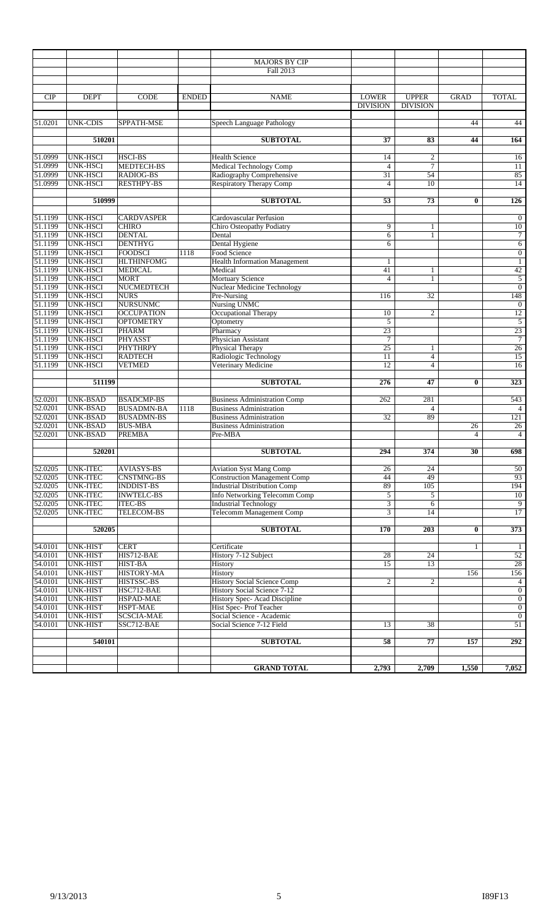## MAJORS BY CIP

### Fall 2013

| CIP | DEPT | CODE | ENDED | NAME | LOWER DIVISION | UPPER DIVISION | GRAD | TOTAL |
|---|---|---|---|---|---|---|---|---|
| 51.0201 | UNK-CDIS | SPPATH-MSE | | Speech Language Pathology | | | 44 | 44 |
| | **510201** | | | **SUBTOTAL** | **37** | **83** | **44** | **164** |
| 51.0999 | UNK-HSCI | HSCI-BS | | Health Science | 14 | 2 | | 16 |
| 51.0999 | UNK-HSCI | MEDTECH-BS | | Medical Technology Comp | 4 | 7 | | 11 |
| 51.0999 | UNK-HSCI | RADIOG-BS | | Radiography Comprehensive | 31 | 54 | | 85 |
| 51.0999 | UNK-HSCI | RESTHPY-BS | | Respiratory Therapy Comp | 4 | 10 | | 14 |
| | **510999** | | | **SUBTOTAL** | **53** | **73** | **0** | **126** |
| 51.1199 | UNK-HSCI | CARDVASPER | | Cardovascular Perfusion | | | | 0 |
| 51.1199 | UNK-HSCI | CHIRO | | Chiro Osteopathy Podiatry | 9 | 1 | | 10 |
| 51.1199 | UNK-HSCI | DENTAL | | Dental | 6 | 1 | | 7 |
| 51.1199 | UNK-HSCI | DENTHYG | | Dental Hygiene | 6 | | | 6 |
| 51.1199 | UNK-HSCI | FOODSCI | 1118 | Food Science | | | | 0 |
| 51.1199 | UNK-HSCI | HLTHINFOMG | | Health Information Management | 1 | | | 1 |
| 51.1199 | UNK-HSCI | MEDICAL | | Medical | 41 | 1 | | 42 |
| 51.1199 | UNK-HSCI | MORT | | Mortuary Science | 4 | 1 | | 5 |
| 51.1199 | UNK-HSCI | NUCMEDTECH | | Nuclear Medicine Technology | | | | 0 |
| 51.1199 | UNK-HSCI | NURS | | Pre-Nursing | 116 | 32 | | 148 |
| 51.1199 | UNK-HSCI | NURSUNMC | | Nursing UNMC | | | | 0 |
| 51.1199 | UNK-HSCI | OCCUPATION | | Occupational Therapy | 10 | 2 | | 12 |
| 51.1199 | UNK-HSCI | OPTOMETRY | | Optometry | 5 | | | 5 |
| 51.1199 | UNK-HSCI | PHARM | | Pharmacy | 23 | | | 23 |
| 51.1199 | UNK-HSCI | PHYASST | | Physician Assistant | 7 | | | 7 |
| 51.1199 | UNK-HSCI | PHYTHRPY | | Physical Therapy | 25 | 1 | | 26 |
| 51.1199 | UNK-HSCI | RADTECH | | Radiologic Technology | 11 | 4 | | 15 |
| 51.1199 | UNK-HSCI | VETMED | | Veterinary Medicine | 12 | 4 | | 16 |
| | **511199** | | | **SUBTOTAL** | **276** | **47** | **0** | **323** |
| 52.0201 | UNK-BSAD | BSADCMP-BS | | Business Administration Comp | 262 | 281 | | 543 |
| 52.0201 | UNK-BSAD | BUSADMN-BA | 1118 | Business Administration | | 4 | | 4 |
| 52.0201 | UNK-BSAD | BUSADMN-BS | | Business Administration | 32 | 89 | | 121 |
| 52.0201 | UNK-BSAD | BUS-MBA | | Business Administration | | | 26 | 26 |
| 52.0201 | UNK-BSAD | PREMBA | | Pre-MBA | | | 4 | 4 |
| | **520201** | | | **SUBTOTAL** | **294** | **374** | **30** | **698** |
| 52.0205 | UNK-ITEC | AVIASYS-BS | | Aviation Syst Mang Comp | 26 | 24 | | 50 |
| 52.0205 | UNK-ITEC | CNSTMNG-BS | | Construction Management Comp | 44 | 49 | | 93 |
| 52.0205 | UNK-ITEC | INDDIST-BS | | Industrial Distribution Comp | 89 | 105 | | 194 |
| 52.0205 | UNK-ITEC | INWTELC-BS | | Info Networking Telecomm Comp | 5 | 5 | | 10 |
| 52.0205 | UNK-ITEC | ITEC-BS | | Industrial Technology | 3 | 6 | | 9 |
| 52.0205 | UNK-ITEC | TELECOM-BS | | Telecomm Management Comp | 3 | 14 | | 17 |
| | **520205** | | | **SUBTOTAL** | **170** | **203** | **0** | **373** |
| 54.0101 | UNK-HIST | CERT | | Certificate | | | 1 | 1 |
| 54.0101 | UNK-HIST | HIS712-BAE | | History 7-12 Subject | 28 | 24 | | 52 |
| 54.0101 | UNK-HIST | HIST-BA | | History | 15 | 13 | | 28 |
| 54.0101 | UNK-HIST | HISTORY-MA | | History | | | 156 | 156 |
| 54.0101 | UNK-HIST | HISTSSC-BS | | History Social Science Comp | 2 | 2 | | 4 |
| 54.0101 | UNK-HIST | HSC712-BAE | | History Social Science 7-12 | | | | 0 |
| 54.0101 | UNK-HIST | HSPAD-MAE | | History Spec- Acad Discipline | | | | 0 |
| 54.0101 | UNK-HIST | HSPT-MAE | | Hist Spec- Prof Teacher | | | | 0 |
| 54.0101 | UNK-HIST | SCSCIA-MAE | | Social Science - Academic | | | | 0 |
| 54.0101 | UNK-HIST | SSC712-BAE | | Social Science 7-12 Field | 13 | 38 | | 51 |
| | **540101** | | | **SUBTOTAL** | **58** | **77** | **157** | **292** |
| | | | | **GRAND TOTAL** | **2,793** | **2,709** | **1,550** | **7,052** |

9/13/2013 I89F13